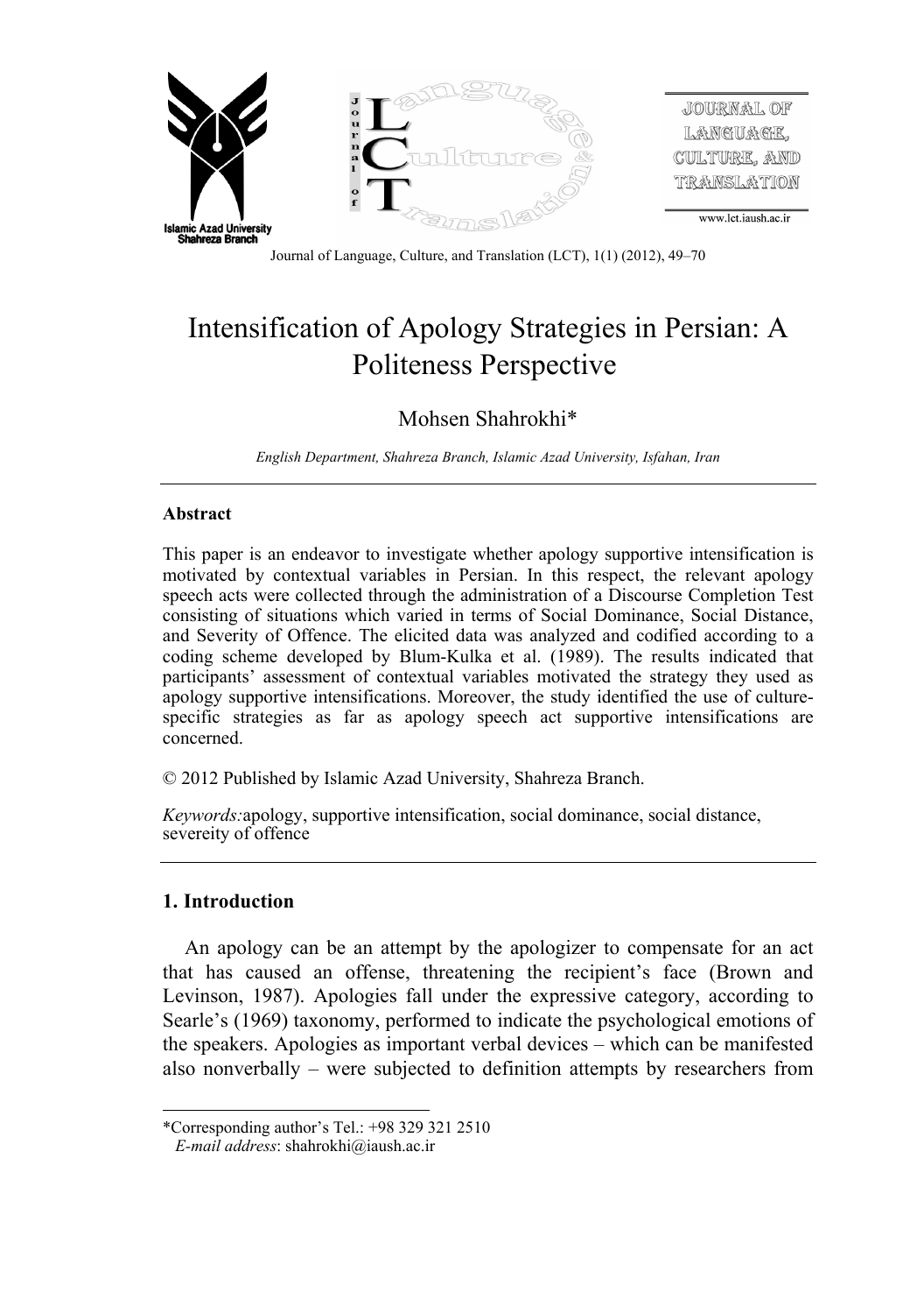Journal of Language, Culture, and Translation (LCT), 1(1) (2012), 49–70

# Intensification of Apology Strategies in Persian: A Politeness Perspective

Mohsen Shahrokhi*

*English Department, Shahreza Branch, Islamic Azad University, Isfahan, Iran*

---

**Abstract**

This paper is an endeavor to investigate whether apology supportive intensification is motivated by contextual variables in Persian. In this respect, the relevant apology speech acts were collected through the administration of a Discourse Completion Test consisting of situations which varied in terms of Social Dominance, Social Distance, and Severity of Offence. The elicited data was analyzed and codified according to a coding scheme developed by Blum-Kulka et al. (1989). The results indicated that participants' assessment of contextual variables motivated the strategy they used as apology supportive intensifications. Moreover, the study identified the use of culture-specific strategies as far as apology speech act supportive intensifications are concerned.

© 2012 Published by Islamic Azad University, Shahreza Branch.

*Keywords:*apology, supportive intensification, social dominance, social distance, severeity of offence

---

## 1. Introduction

An apology can be an attempt by the apologizer to compensate for an act that has caused an offense, threatening the recipient's face (Brown and Levinson, 1987). Apologies fall under the expressive category, according to Searle's (1969) taxonomy, performed to indicate the psychological emotions of the speakers. Apologies as important verbal devices – which can be manifested also nonverbally – were subjected to definition attempts by researchers from

---

*Corresponding author's Tel.: +98 329 321 2510
*E-mail address*: shahrokhi@iaush.ac.ir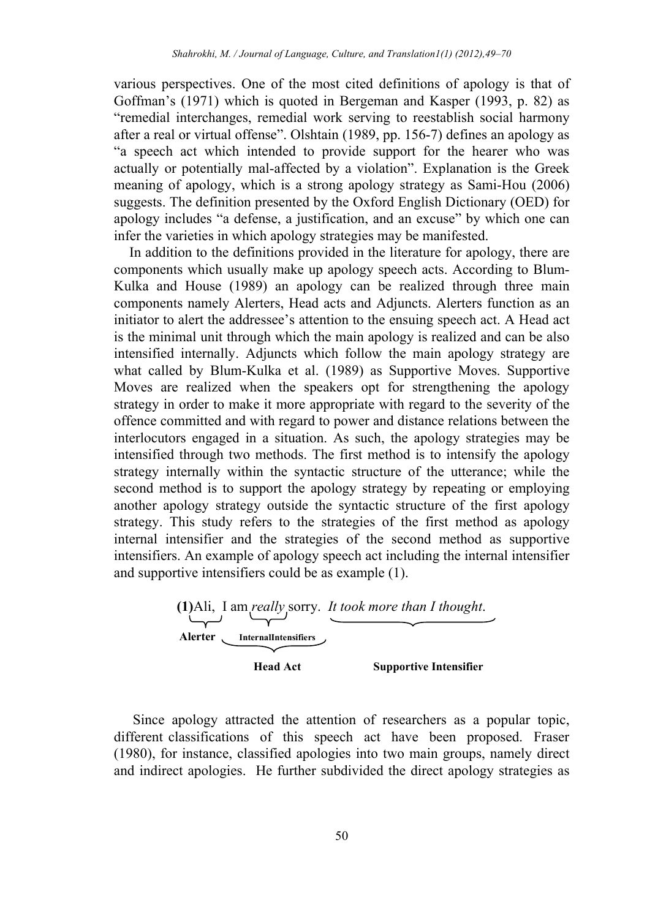various perspectives. One of the most cited definitions of apology is that of Goffman's (1971) which is quoted in Bergeman and Kasper (1993, p. 82) as "remedial interchanges, remedial work serving to reestablish social harmony after a real or virtual offense". Olshtain (1989, pp. 156-7) defines an apology as "a speech act which intended to provide support for the hearer who was actually or potentially mal-affected by a violation". Explanation is the Greek meaning of apology, which is a strong apology strategy as Sami-Hou (2006) suggests. The definition presented by the Oxford English Dictionary (OED) for apology includes "a defense, a justification, and an excuse" by which one can infer the varieties in which apology strategies may be manifested.

In addition to the definitions provided in the literature for apology, there are components which usually make up apology speech acts. According to Blum-Kulka and House (1989) an apology can be realized through three main components namely Alerters, Head acts and Adjuncts. Alerters function as an initiator to alert the addressee's attention to the ensuing speech act. A Head act is the minimal unit through which the main apology is realized and can be also intensified internally. Adjuncts which follow the main apology strategy are what called by Blum-Kulka et al. (1989) as Supportive Moves. Supportive Moves are realized when the speakers opt for strengthening the apology strategy in order to make it more appropriate with regard to the severity of the offence committed and with regard to power and distance relations between the interlocutors engaged in a situation. As such, the apology strategies may be intensified through two methods. The first method is to intensify the apology strategy internally within the syntactic structure of the utterance; while the second method is to support the apology strategy by repeating or employing another apology strategy outside the syntactic structure of the first apology strategy. This study refers to the strategies of the first method as apology internal intensifier and the strategies of the second method as supportive intensifiers. An example of apology speech act including the internal intensifier and supportive intensifiers could be as example (1).

**(1)** Ali, I am *really* sorry. *It took more than I thought*.

- **Alerter**: Ali
- **InternalIntensifiers**: really
- **Head Act**: I am really sorry.
- **Supportive Intensifier**: It took more than I thought.

Since apology attracted the attention of researchers as a popular topic, different classifications of this speech act have been proposed. Fraser (1980), for instance, classified apologies into two main groups, namely direct and indirect apologies. He further subdivided the direct apology strategies as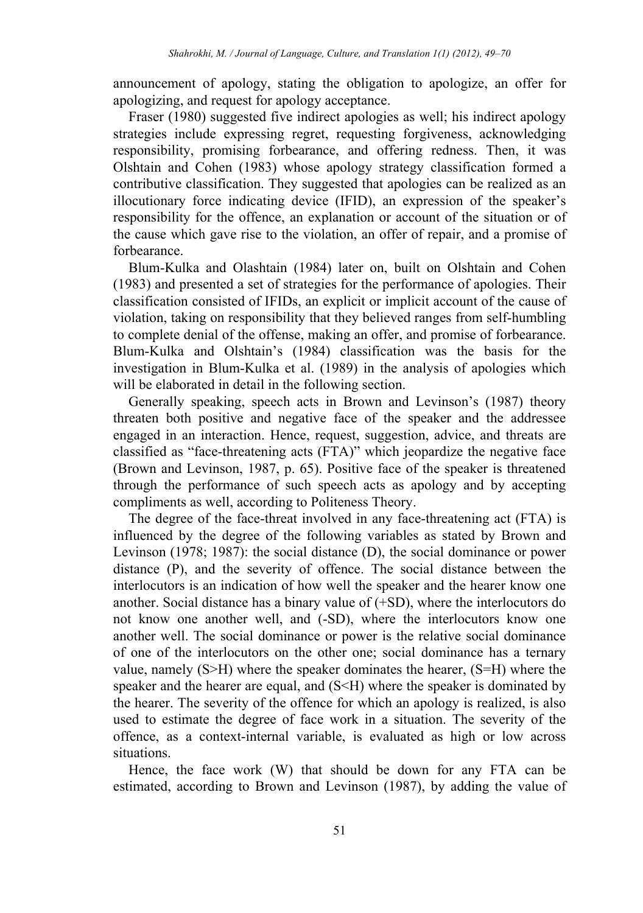announcement of apology, stating the obligation to apologize, an offer for apologizing, and request for apology acceptance.

Fraser (1980) suggested five indirect apologies as well; his indirect apology strategies include expressing regret, requesting forgiveness, acknowledging responsibility, promising forbearance, and offering redness. Then, it was Olshtain and Cohen (1983) whose apology strategy classification formed a contributive classification. They suggested that apologies can be realized as an illocutionary force indicating device (IFID), an expression of the speaker's responsibility for the offence, an explanation or account of the situation or of the cause which gave rise to the violation, an offer of repair, and a promise of forbearance.

Blum-Kulka and Olashtain (1984) later on, built on Olshtain and Cohen (1983) and presented a set of strategies for the performance of apologies. Their classification consisted of IFIDs, an explicit or implicit account of the cause of violation, taking on responsibility that they believed ranges from self-humbling to complete denial of the offense, making an offer, and promise of forbearance. Blum-Kulka and Olshtain's (1984) classification was the basis for the investigation in Blum-Kulka et al. (1989) in the analysis of apologies which will be elaborated in detail in the following section.

Generally speaking, speech acts in Brown and Levinson's (1987) theory threaten both positive and negative face of the speaker and the addressee engaged in an interaction. Hence, request, suggestion, advice, and threats are classified as "face-threatening acts (FTA)" which jeopardize the negative face (Brown and Levinson, 1987, p. 65). Positive face of the speaker is threatened through the performance of such speech acts as apology and by accepting compliments as well, according to Politeness Theory.

The degree of the face-threat involved in any face-threatening act (FTA) is influenced by the degree of the following variables as stated by Brown and Levinson (1978; 1987): the social distance (D), the social dominance or power distance (P), and the severity of offence. The social distance between the interlocutors is an indication of how well the speaker and the hearer know one another. Social distance has a binary value of (+SD), where the interlocutors do not know one another well, and (-SD), where the interlocutors know one another well. The social dominance or power is the relative social dominance of one of the interlocutors on the other one; social dominance has a ternary value, namely (S>H) where the speaker dominates the hearer, (S=H) where the speaker and the hearer are equal, and (S<H) where the speaker is dominated by the hearer. The severity of the offence for which an apology is realized, is also used to estimate the degree of face work in a situation. The severity of the offence, as a context-internal variable, is evaluated as high or low across situations.

Hence, the face work (W) that should be down for any FTA can be estimated, according to Brown and Levinson (1987), by adding the value of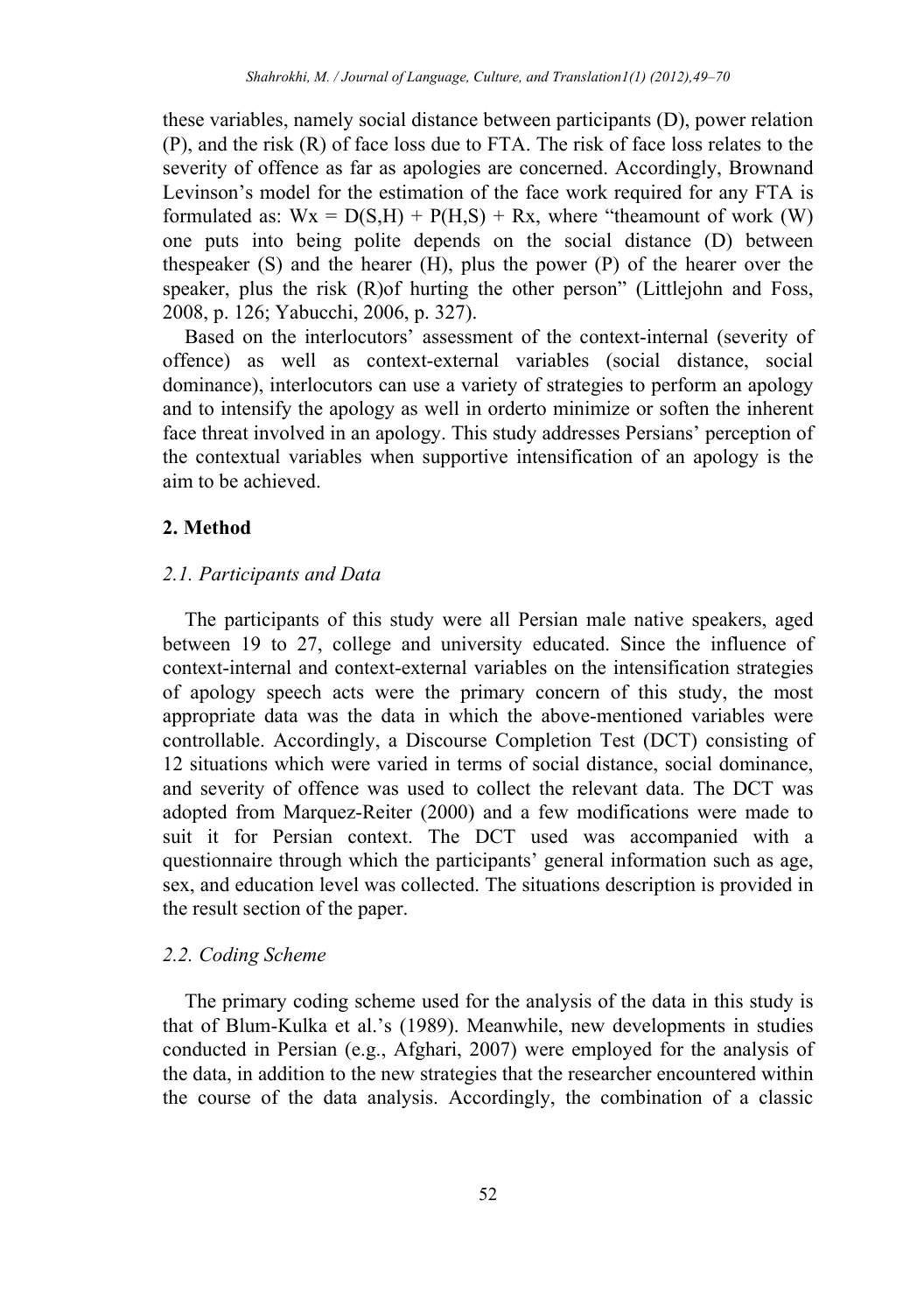these variables, namely social distance between participants (D), power relation (P), and the risk (R) of face loss due to FTA. The risk of face loss relates to the severity of offence as far as apologies are concerned. Accordingly, Brownand Levinson's model for the estimation of the face work required for any FTA is formulated as: $Wx = D(S,H) + P(H,S) + Rx$, where "theamount of work (W) one puts into being polite depends on the social distance (D) between thespeaker (S) and the hearer (H), plus the power (P) of the hearer over the speaker, plus the risk (R)of hurting the other person" (Littlejohn and Foss, 2008, p. 126; Yabucchi, 2006, p. 327).

Based on the interlocutors' assessment of the context-internal (severity of offence) as well as context-external variables (social distance, social dominance), interlocutors can use a variety of strategies to perform an apology and to intensify the apology as well in orderto minimize or soften the inherent face threat involved in an apology. This study addresses Persians' perception of the contextual variables when supportive intensification of an apology is the aim to be achieved.

## 2. Method

### *2.1. Participants and Data*

The participants of this study were all Persian male native speakers, aged between 19 to 27, college and university educated. Since the influence of context-internal and context-external variables on the intensification strategies of apology speech acts were the primary concern of this study, the most appropriate data was the data in which the above-mentioned variables were controllable. Accordingly, a Discourse Completion Test (DCT) consisting of 12 situations which were varied in terms of social distance, social dominance, and severity of offence was used to collect the relevant data. The DCT was adopted from Marquez-Reiter (2000) and a few modifications were made to suit it for Persian context. The DCT used was accompanied with a questionnaire through which the participants' general information such as age, sex, and education level was collected. The situations description is provided in the result section of the paper.

### *2.2. Coding Scheme*

The primary coding scheme used for the analysis of the data in this study is that of Blum-Kulka et al.'s (1989). Meanwhile, new developments in studies conducted in Persian (e.g., Afghari, 2007) were employed for the analysis of the data, in addition to the new strategies that the researcher encountered within the course of the data analysis. Accordingly, the combination of a classic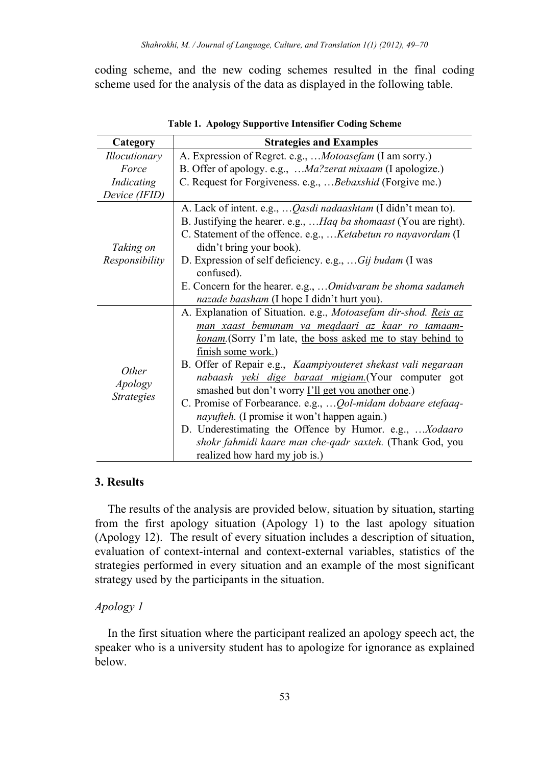coding scheme, and the new coding schemes resulted in the final coding scheme used for the analysis of the data as displayed in the following table.

**Table 1. Apology Supportive Intensifier Coding Scheme**

| Category | Strategies and Examples |
|---|---|
| *Illocutionary Force Indicating Device (IFID)* | A. Expression of Regret. e.g., …*Motoasefam* (I am sorry.)<br>B. Offer of apology. e.g., …*Ma?zerat mixaam* (I apologize.)<br>C. Request for Forgiveness. e.g., …*Bebaxshid* (Forgive me.) |
| *Taking on Responsibility* | A. Lack of intent. e.g., …*Qasdi nadaashtam* (I didn't mean to).<br>B. Justifying the hearer. e.g., …*Haq ba shomaast* (You are right).<br>C. Statement of the offence. e.g., …*Ketabetun ro nayavordam* (I didn't bring your book).<br>D. Expression of self deficiency. e.g., …*Gij budam* (I was confused).<br>E. Concern for the hearer. e.g., …*Omidvaram be shoma sadameh nazade baasham* (I hope I didn't hurt you). |
| *Other Apology Strategies* | A. Explanation of Situation. e.g., *Motoasefam dir-shod. <u>Reis az man xaast bemunam va meqdaari az kaar ro tamaam-konam.</u>*(Sorry I'm late, <u>the boss asked me to stay behind to finish some work.</u>)<br>B. Offer of Repair e.g., *Kaampiyouteret shekast vali negaraan nabaash <u>yeki dige baraat migiam.</u>*(Your computer got smashed but don't worry <u>I'll get you another one</u>.)<br>C. Promise of Forbearance. e.g., …*Qol-midam dobaare etefaaq-nayufteh.* (I promise it won't happen again.)<br>D. Underestimating the Offence by Humor. e.g., …*Xodaaro shokr fahmidi kaare man che-qadr saxteh.* (Thank God, you realized how hard my job is.) |

## 3. Results

The results of the analysis are provided below, situation by situation, starting from the first apology situation (Apology 1) to the last apology situation (Apology 12). The result of every situation includes a description of situation, evaluation of context-internal and context-external variables, statistics of the strategies performed in every situation and an example of the most significant strategy used by the participants in the situation.

### *Apology 1*

In the first situation where the participant realized an apology speech act, the speaker who is a university student has to apologize for ignorance as explained below.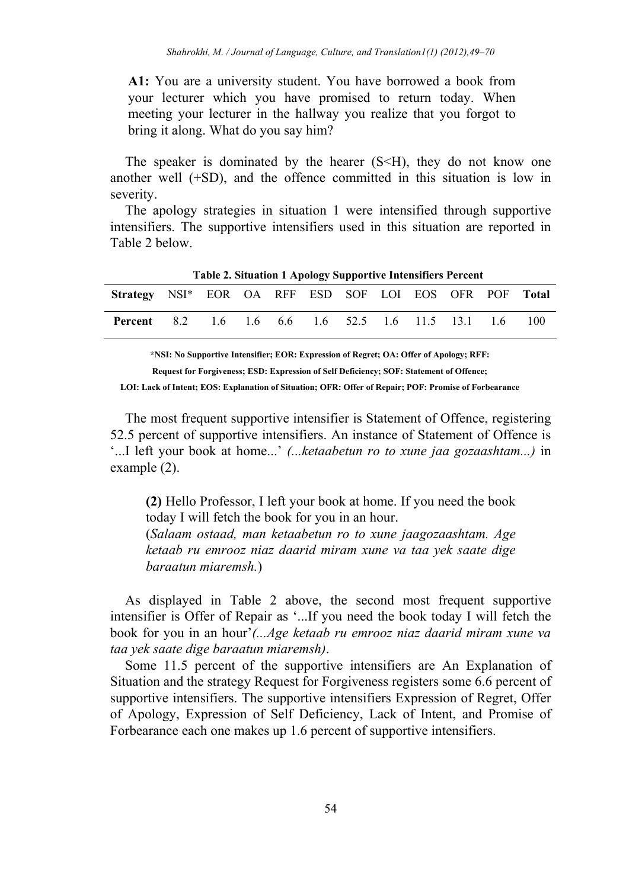**A1:** You are a university student. You have borrowed a book from your lecturer which you have promised to return today. When meeting your lecturer in the hallway you realize that you forgot to bring it along. What do you say him?

The speaker is dominated by the hearer (S<H), they do not know one another well (+SD), and the offence committed in this situation is low in severity.

The apology strategies in situation 1 were intensified through supportive intensifiers. The supportive intensifiers used in this situation are reported in Table 2 below.

**Table 2. Situation 1 Apology Supportive Intensifiers Percent**

| **Strategy** | NSI* | EOR | OA | RFF | ESD | SOF | LOI | EOS | OFR | POF | **Total** |
|---|---|---|---|---|---|---|---|---|---|---|---|
| **Percent** | 8.2 | 1.6 | 1.6 | 6.6 | 1.6 | 52.5 | 1.6 | 11.5 | 13.1 | 1.6 | 100 |

**\*NSI: No Supportive Intensifier; EOR: Expression of Regret; OA: Offer of Apology; RFF: Request for Forgiveness; ESD: Expression of Self Deficiency; SOF: Statement of Offence; LOI: Lack of Intent; EOS: Explanation of Situation; OFR: Offer of Repair; POF: Promise of Forbearance**

The most frequent supportive intensifier is Statement of Offence, registering 52.5 percent of supportive intensifiers. An instance of Statement of Offence is '...I left your book at home...' *(...ketaabetun ro to xune jaa gozaashtam...)* in example (2).

> **(2)** Hello Professor, I left your book at home. If you need the book today I will fetch the book for you in an hour.
> (*Salaam ostaad, man ketaabetun ro to xune jaagozaashtam. Age ketaab ru emrooz niaz daarid miram xune va taa yek saate dige baraatun miaremsh.*)

As displayed in Table 2 above, the second most frequent supportive intensifier is Offer of Repair as '...If you need the book today I will fetch the book for you in an hour'*(...Age ketaab ru emrooz niaz daarid miram xune va taa yek saate dige baraatun miaremsh)*.

Some 11.5 percent of the supportive intensifiers are An Explanation of Situation and the strategy Request for Forgiveness registers some 6.6 percent of supportive intensifiers. The supportive intensifiers Expression of Regret, Offer of Apology, Expression of Self Deficiency, Lack of Intent, and Promise of Forbearance each one makes up 1.6 percent of supportive intensifiers.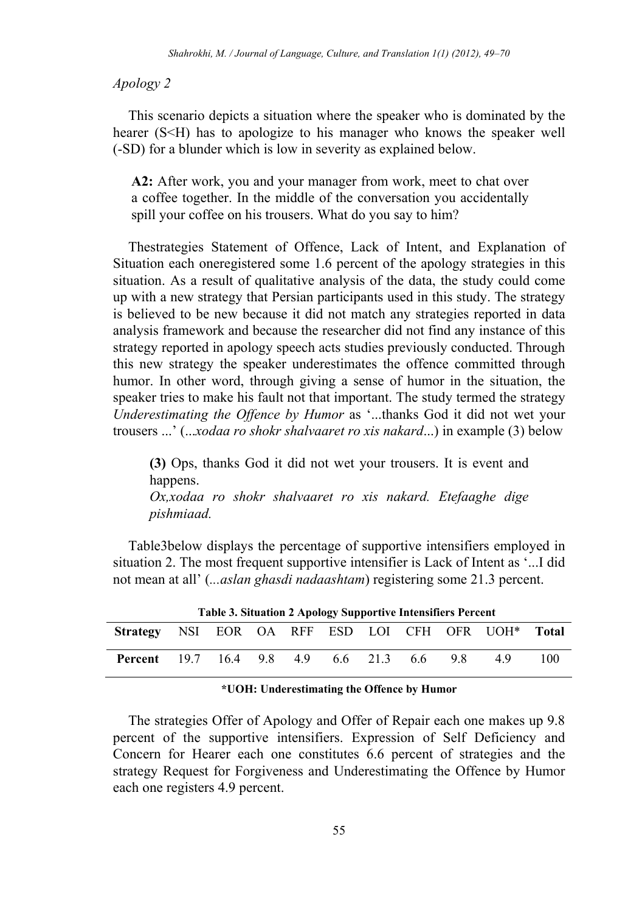*Apology 2*

This scenario depicts a situation where the speaker who is dominated by the hearer (S<H) has to apologize to his manager who knows the speaker well (-SD) for a blunder which is low in severity as explained below.

> **A2:** After work, you and your manager from work, meet to chat over a coffee together. In the middle of the conversation you accidentally spill your coffee on his trousers. What do you say to him?

Thestrategies Statement of Offence, Lack of Intent, and Explanation of Situation each oneregistered some 1.6 percent of the apology strategies in this situation. As a result of qualitative analysis of the data, the study could come up with a new strategy that Persian participants used in this study. The strategy is believed to be new because it did not match any strategies reported in data analysis framework and because the researcher did not find any instance of this strategy reported in apology speech acts studies previously conducted. Through this new strategy the speaker underestimates the offence committed through humor. In other word, through giving a sense of humor in the situation, the speaker tries to make his fault not that important. The study termed the strategy *Underestimating the Offence by Humor* as '...thanks God it did not wet your trousers ...' (*...xodaa ro shokr shalvaaret ro xis nakard...*) in example (3) below

> **(3)** Ops, thanks God it did not wet your trousers. It is event and happens.
> *Ox,xodaa ro shokr shalvaaret ro xis nakard. Etefaaghe dige pishmiaad.*

Table3below displays the percentage of supportive intensifiers employed in situation 2. The most frequent supportive intensifier is Lack of Intent as '...I did not mean at all' (*...aslan ghasdi nadaashtam*) registering some 21.3 percent.

**Table 3. Situation 2 Apology Supportive Intensifiers Percent**

| Strategy | NSI | EOR | OA | RFF | ESD | LOI | CFH | OFR | UOH* | Total |
|---|---|---|---|---|---|---|---|---|---|---|
| Percent | 19.7 | 16.4 | 9.8 | 4.9 | 6.6 | 21.3 | 6.6 | 9.8 | 4.9 | 100 |

**\*UOH: Underestimating the Offence by Humor**

The strategies Offer of Apology and Offer of Repair each one makes up 9.8 percent of the supportive intensifiers. Expression of Self Deficiency and Concern for Hearer each one constitutes 6.6 percent of strategies and the strategy Request for Forgiveness and Underestimating the Offence by Humor each one registers 4.9 percent.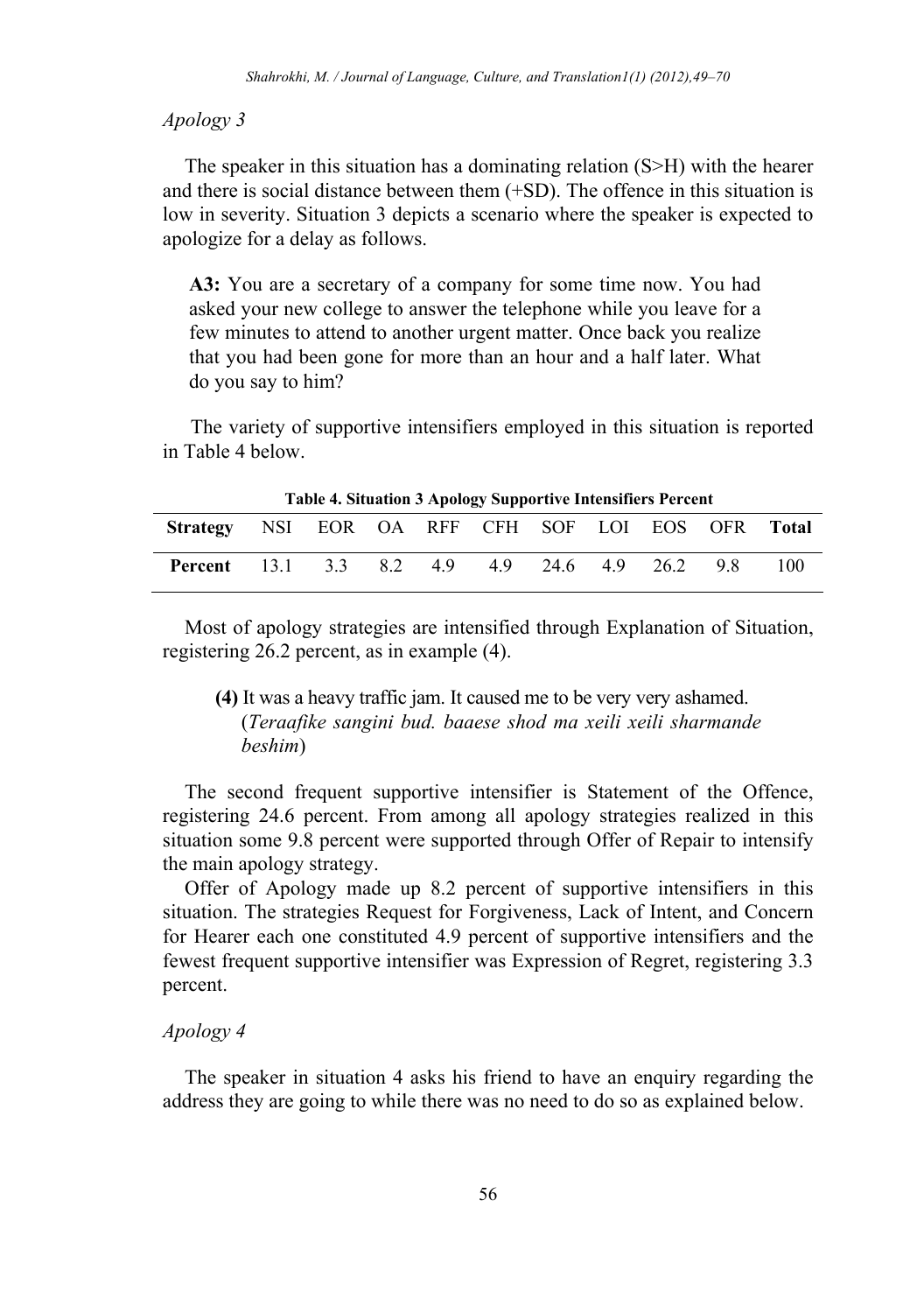*Apology 3*

The speaker in this situation has a dominating relation (S>H) with the hearer and there is social distance between them (+SD). The offence in this situation is low in severity. Situation 3 depicts a scenario where the speaker is expected to apologize for a delay as follows.

> **A3:** You are a secretary of a company for some time now. You had asked your new college to answer the telephone while you leave for a few minutes to attend to another urgent matter. Once back you realize that you had been gone for more than an hour and a half later. What do you say to him?

The variety of supportive intensifiers employed in this situation is reported in Table 4 below.

**Table 4. Situation 3 Apology Supportive Intensifiers Percent**

| Strategy | NSI | EOR | OA | RFF | CFH | SOF | LOI | EOS | OFR | Total |
|---|---|---|---|---|---|---|---|---|---|---|
| **Percent** | 13.1 | 3.3 | 8.2 | 4.9 | 4.9 | 24.6 | 4.9 | 26.2 | 9.8 | 100 |

Most of apology strategies are intensified through Explanation of Situation, registering 26.2 percent, as in example (4).

> **(4)** It was a heavy traffic jam. It caused me to be very very ashamed. (*Teraafike sangini bud. baaese shod ma xeili xeili sharmande beshim*)

The second frequent supportive intensifier is Statement of the Offence, registering 24.6 percent. From among all apology strategies realized in this situation some 9.8 percent were supported through Offer of Repair to intensify the main apology strategy.

Offer of Apology made up 8.2 percent of supportive intensifiers in this situation. The strategies Request for Forgiveness, Lack of Intent, and Concern for Hearer each one constituted 4.9 percent of supportive intensifiers and the fewest frequent supportive intensifier was Expression of Regret, registering 3.3 percent.

*Apology 4*

The speaker in situation 4 asks his friend to have an enquiry regarding the address they are going to while there was no need to do so as explained below.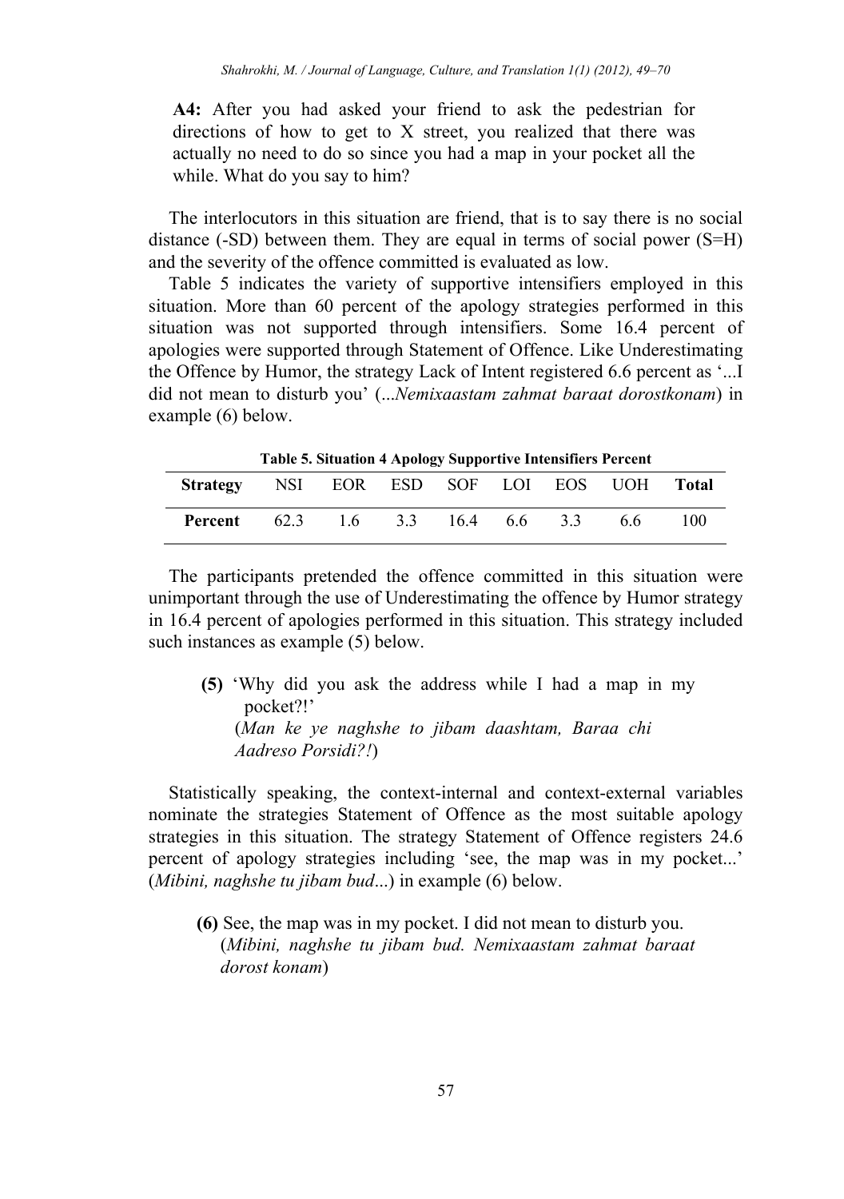**A4:** After you had asked your friend to ask the pedestrian for directions of how to get to X street, you realized that there was actually no need to do so since you had a map in your pocket all the while. What do you say to him?

The interlocutors in this situation are friend, that is to say there is no social distance (-SD) between them. They are equal in terms of social power (S=H) and the severity of the offence committed is evaluated as low.

Table 5 indicates the variety of supportive intensifiers employed in this situation. More than 60 percent of the apology strategies performed in this situation was not supported through intensifiers. Some 16.4 percent of apologies were supported through Statement of Offence. Like Underestimating the Offence by Humor, the strategy Lack of Intent registered 6.6 percent as '...I did not mean to disturb you' (...*Nemixaastam zahmat baraat dorostkonam*) in example (6) below.

**Table 5. Situation 4 Apology Supportive Intensifiers Percent**

| **Strategy** | NSI | EOR | ESD | SOF | LOI | EOS | UOH | **Total** |
|---|---|---|---|---|---|---|---|---|
| **Percent** | 62.3 | 1.6 | 3.3 | 16.4 | 6.6 | 3.3 | 6.6 | 100 |

The participants pretended the offence committed in this situation were unimportant through the use of Underestimating the offence by Humor strategy in 16.4 percent of apologies performed in this situation. This strategy included such instances as example (5) below.

> **(5)** 'Why did you ask the address while I had a map in my pocket?!'
> (*Man ke ye naghshe to jibam daashtam, Baraa chi Aadreso Porsidi?!*)

Statistically speaking, the context-internal and context-external variables nominate the strategies Statement of Offence as the most suitable apology strategies in this situation. The strategy Statement of Offence registers 24.6 percent of apology strategies including 'see, the map was in my pocket...' (*Mibini, naghshe tu jibam bud*...) in example (6) below.

> **(6)** See, the map was in my pocket. I did not mean to disturb you.
> (*Mibini, naghshe tu jibam bud. Nemixaastam zahmat baraat dorost konam*)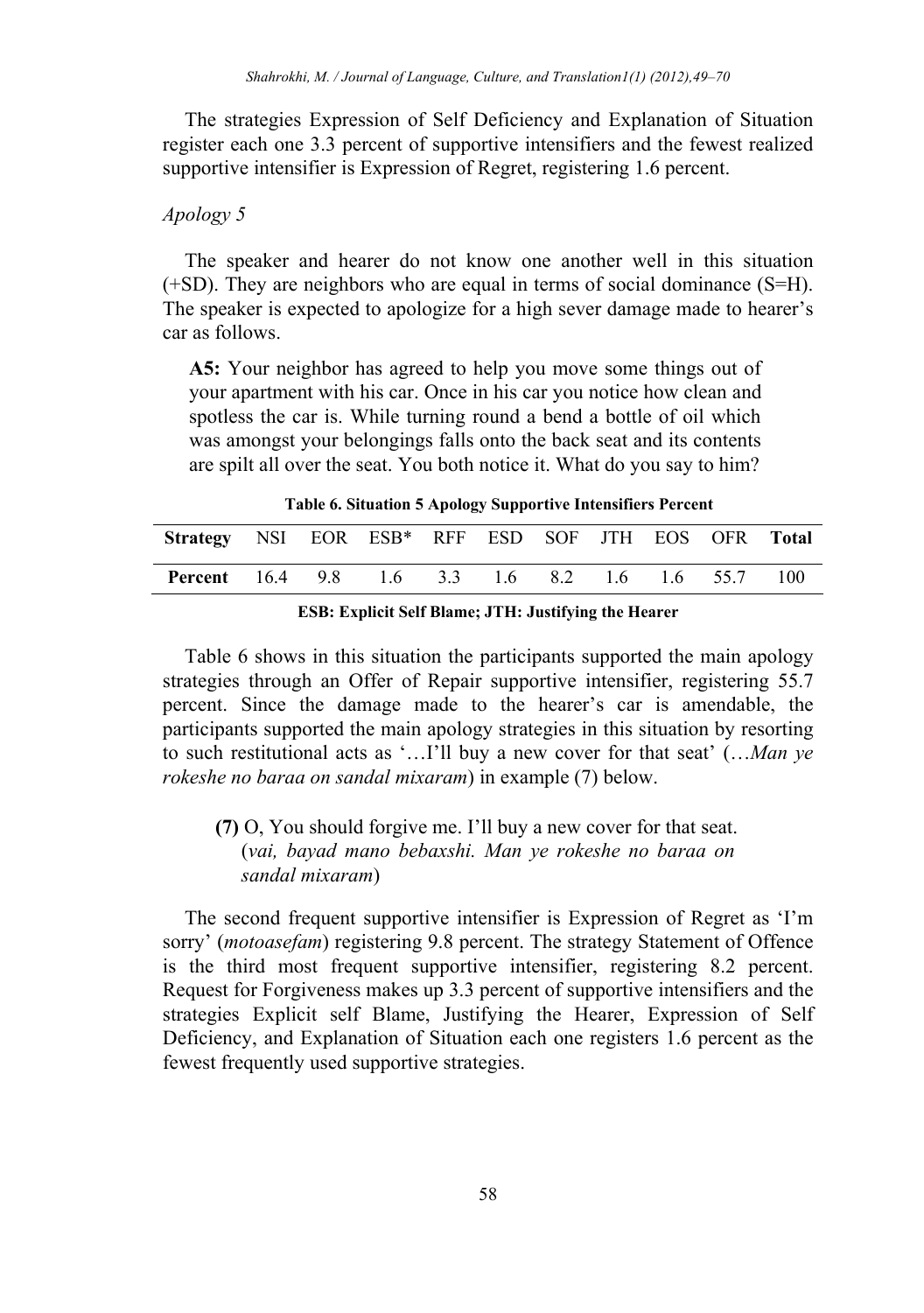The strategies Expression of Self Deficiency and Explanation of Situation register each one 3.3 percent of supportive intensifiers and the fewest realized supportive intensifier is Expression of Regret, registering 1.6 percent.

*Apology 5*

The speaker and hearer do not know one another well in this situation (+SD). They are neighbors who are equal in terms of social dominance (S=H). The speaker is expected to apologize for a high sever damage made to hearer's car as follows.

> **A5:** Your neighbor has agreed to help you move some things out of your apartment with his car. Once in his car you notice how clean and spotless the car is. While turning round a bend a bottle of oil which was amongst your belongings falls onto the back seat and its contents are spilt all over the seat. You both notice it. What do you say to him?

**Table 6. Situation 5 Apology Supportive Intensifiers Percent**

| Strategy | NSI | EOR | ESB* | RFF | ESD | SOF | JTH | EOS | OFR | Total |
|---|---|---|---|---|---|---|---|---|---|---|
| Percent | 16.4 | 9.8 | 1.6 | 3.3 | 1.6 | 8.2 | 1.6 | 1.6 | 55.7 | 100 |

**ESB: Explicit Self Blame; JTH: Justifying the Hearer**

Table 6 shows in this situation the participants supported the main apology strategies through an Offer of Repair supportive intensifier, registering 55.7 percent. Since the damage made to the hearer's car is amendable, the participants supported the main apology strategies in this situation by resorting to such restitutional acts as '…I'll buy a new cover for that seat' (…*Man ye rokeshe no baraa on sandal mixaram*) in example (7) below.

> **(7)** O, You should forgive me. I'll buy a new cover for that seat. (*vai, bayad mano bebaxshi. Man ye rokeshe no baraa on sandal mixaram*)

The second frequent supportive intensifier is Expression of Regret as 'I'm sorry' (*motoasefam*) registering 9.8 percent. The strategy Statement of Offence is the third most frequent supportive intensifier, registering 8.2 percent. Request for Forgiveness makes up 3.3 percent of supportive intensifiers and the strategies Explicit self Blame, Justifying the Hearer, Expression of Self Deficiency, and Explanation of Situation each one registers 1.6 percent as the fewest frequently used supportive strategies.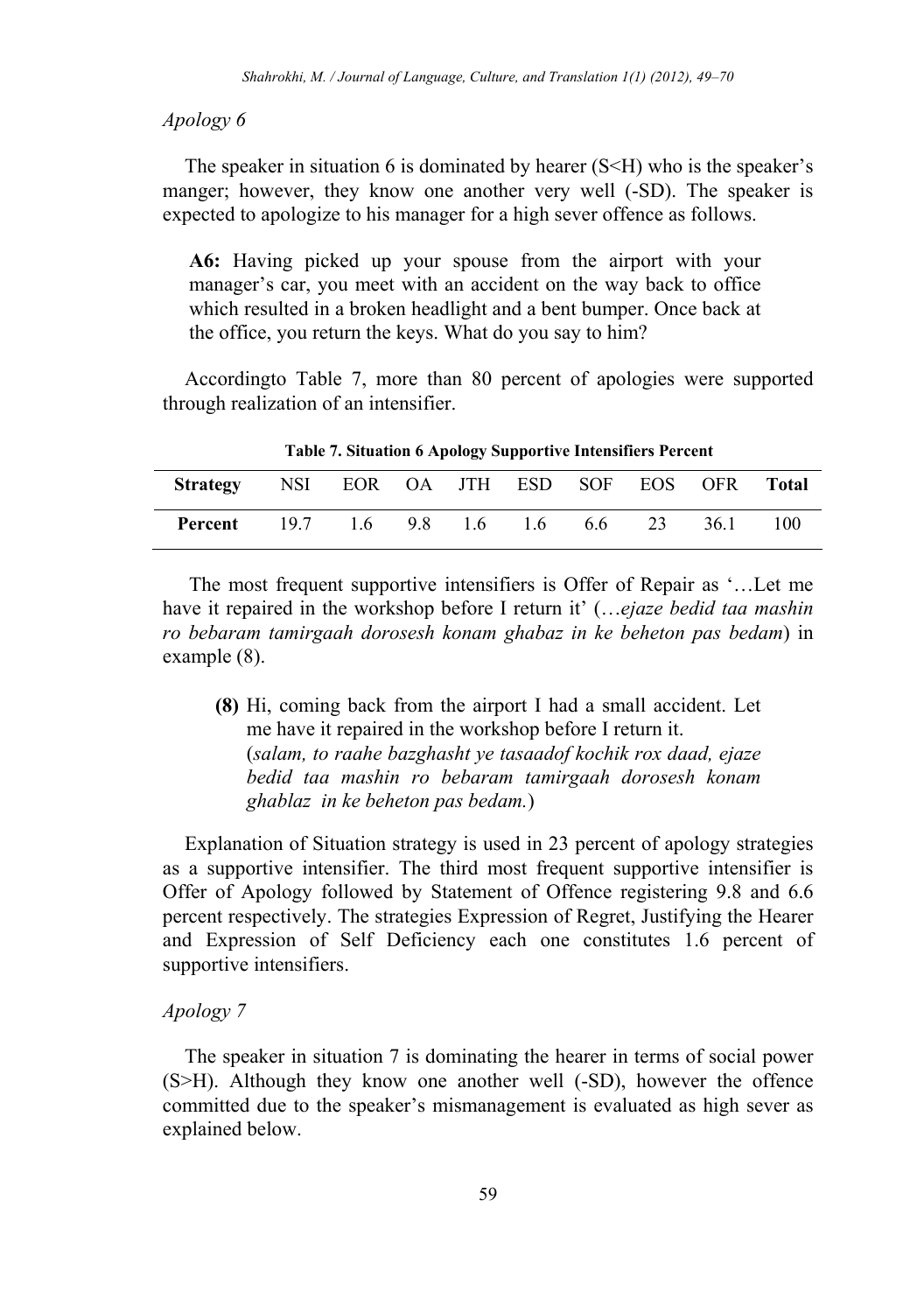*Apology 6*

The speaker in situation 6 is dominated by hearer (S<H) who is the speaker's manger; however, they know one another very well (-SD). The speaker is expected to apologize to his manager for a high sever offence as follows.

> **A6:** Having picked up your spouse from the airport with your manager's car, you meet with an accident on the way back to office which resulted in a broken headlight and a bent bumper. Once back at the office, you return the keys. What do you say to him?

Accordingto Table 7, more than 80 percent of apologies were supported through realization of an intensifier.

**Table 7. Situation 6 Apology Supportive Intensifiers Percent**

| **Strategy** | NSI | EOR | OA | JTH | ESD | SOF | EOS | OFR | **Total** |
|---|---|---|---|---|---|---|---|---|---|
| **Percent** | 19.7 | 1.6 | 9.8 | 1.6 | 1.6 | 6.6 | 23 | 36.1 | 100 |

The most frequent supportive intensifiers is Offer of Repair as '…Let me have it repaired in the workshop before I return it' (…*ejaze bedid taa mashin ro bebaram tamirgaah dorosesh konam ghabaz in ke beheton pas bedam*) in example (8).

> **(8)** Hi, coming back from the airport I had a small accident. Let me have it repaired in the workshop before I return it.
> (*salam, to raahe bazghasht ye tasaadof kochik rox daad, ejaze bedid taa mashin ro bebaram tamirgaah dorosesh konam ghablaz in ke beheton pas bedam.*)

Explanation of Situation strategy is used in 23 percent of apology strategies as a supportive intensifier. The third most frequent supportive intensifier is Offer of Apology followed by Statement of Offence registering 9.8 and 6.6 percent respectively. The strategies Expression of Regret, Justifying the Hearer and Expression of Self Deficiency each one constitutes 1.6 percent of supportive intensifiers.

*Apology 7*

The speaker in situation 7 is dominating the hearer in terms of social power (S>H). Although they know one another well (-SD), however the offence committed due to the speaker's mismanagement is evaluated as high sever as explained below.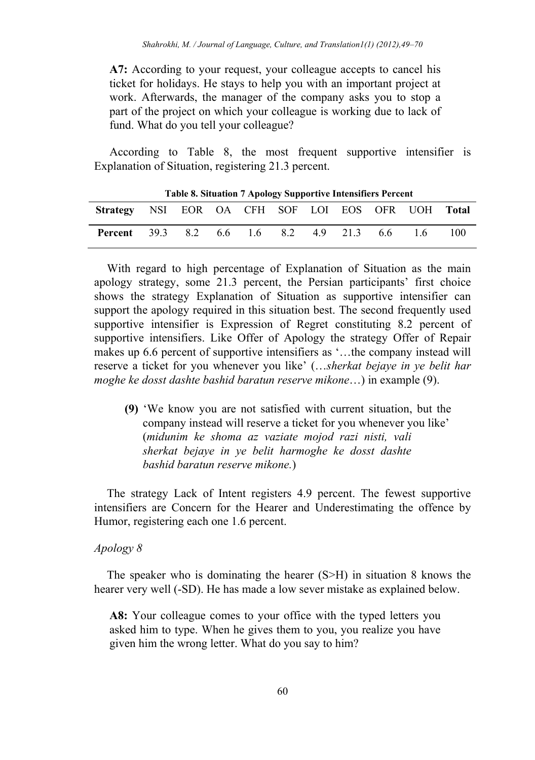**A7:** According to your request, your colleague accepts to cancel his ticket for holidays. He stays to help you with an important project at work. Afterwards, the manager of the company asks you to stop a part of the project on which your colleague is working due to lack of fund. What do you tell your colleague?

According to Table 8, the most frequent supportive intensifier is Explanation of Situation, registering 21.3 percent.

**Table 8. Situation 7 Apology Supportive Intensifiers Percent**

| **Strategy** | NSI | EOR | OA | CFH | SOF | LOI | EOS | OFR | UOH | **Total** |
|---|---|---|---|---|---|---|---|---|---|---|
| **Percent** | 39.3 | 8.2 | 6.6 | 1.6 | 8.2 | 4.9 | 21.3 | 6.6 | 1.6 | 100 |

With regard to high percentage of Explanation of Situation as the main apology strategy, some 21.3 percent, the Persian participants' first choice shows the strategy Explanation of Situation as supportive intensifier can support the apology required in this situation best. The second frequently used supportive intensifier is Expression of Regret constituting 8.2 percent of supportive intensifiers. Like Offer of Apology the strategy Offer of Repair makes up 6.6 percent of supportive intensifiers as '…the company instead will reserve a ticket for you whenever you like' (…*sherkat bejaye in ye belit har moghe ke dosst dashte bashid baratun reserve mikone*…) in example (9).

> **(9)** 'We know you are not satisfied with current situation, but the company instead will reserve a ticket for you whenever you like' (*midunim ke shoma az vaziate mojod razi nisti, vali sherkat bejaye in ye belit harmoghe ke dosst dashte bashid baratun reserve mikone.*)

The strategy Lack of Intent registers 4.9 percent. The fewest supportive intensifiers are Concern for the Hearer and Underestimating the offence by Humor, registering each one 1.6 percent.

*Apology 8*

The speaker who is dominating the hearer (S>H) in situation 8 knows the hearer very well (-SD). He has made a low sever mistake as explained below.

**A8:** Your colleague comes to your office with the typed letters you asked him to type. When he gives them to you, you realize you have given him the wrong letter. What do you say to him?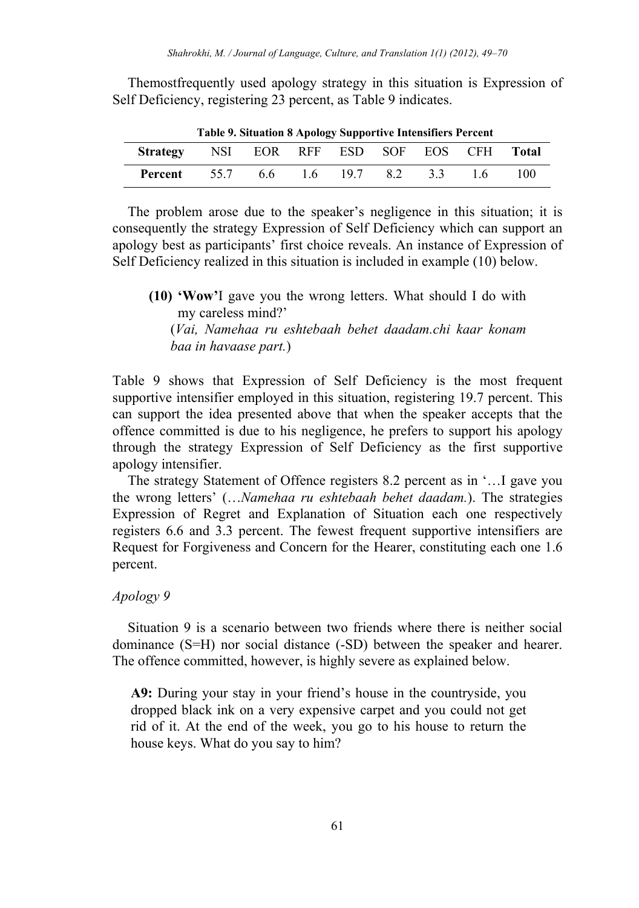Themostfrequently used apology strategy in this situation is Expression of Self Deficiency, registering 23 percent, as Table 9 indicates.

**Table 9. Situation 8 Apology Supportive Intensifiers Percent**

| Strategy | NSI | EOR | RFF | ESD | SOF | EOS | CFH | Total |
|---|---|---|---|---|---|---|---|---|
| **Percent** | 55.7 | 6.6 | 1.6 | 19.7 | 8.2 | 3.3 | 1.6 | 100 |

The problem arose due to the speaker's negligence in this situation; it is consequently the strategy Expression of Self Deficiency which can support an apology best as participants' first choice reveals. An instance of Expression of Self Deficiency realized in this situation is included in example (10) below.

> **(10) 'Wow'**I gave you the wrong letters. What should I do with my careless mind?'
> (*Vai, Namehaa ru eshtebaah behet daadam.chi kaar konam baa in havaase part.*)

Table 9 shows that Expression of Self Deficiency is the most frequent supportive intensifier employed in this situation, registering 19.7 percent. This can support the idea presented above that when the speaker accepts that the offence committed is due to his negligence, he prefers to support his apology through the strategy Expression of Self Deficiency as the first supportive apology intensifier.

The strategy Statement of Offence registers 8.2 percent as in '…I gave you the wrong letters' (…*Namehaa ru eshtebaah behet daadam.*). The strategies Expression of Regret and Explanation of Situation each one respectively registers 6.6 and 3.3 percent. The fewest frequent supportive intensifiers are Request for Forgiveness and Concern for the Hearer, constituting each one 1.6 percent.

*Apology 9*

Situation 9 is a scenario between two friends where there is neither social dominance (S=H) nor social distance (-SD) between the speaker and hearer. The offence committed, however, is highly severe as explained below.

> **A9:** During your stay in your friend's house in the countryside, you dropped black ink on a very expensive carpet and you could not get rid of it. At the end of the week, you go to his house to return the house keys. What do you say to him?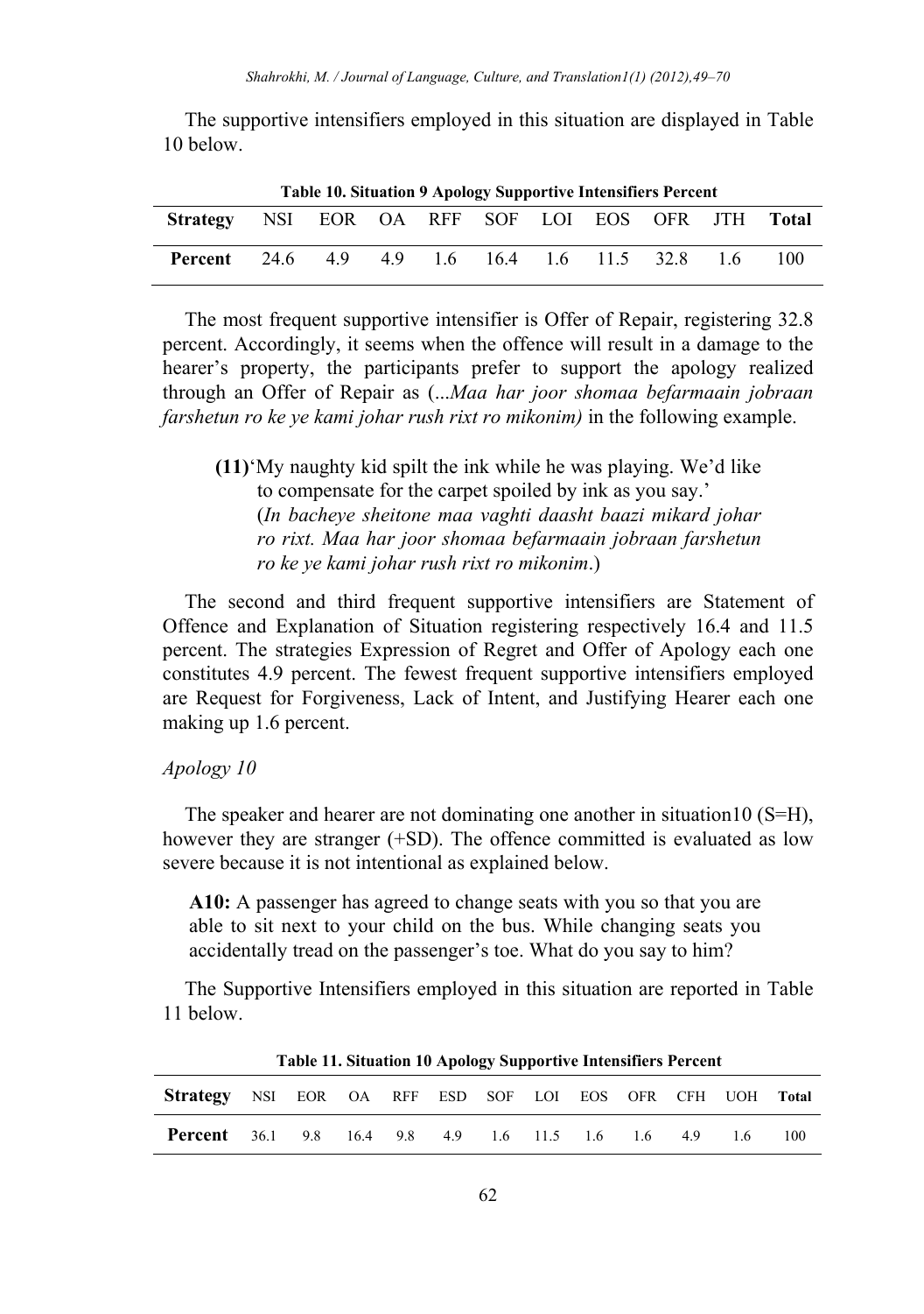The supportive intensifiers employed in this situation are displayed in Table 10 below.

**Table 10. Situation 9 Apology Supportive Intensifiers Percent**

| **Strategy** | NSI | EOR | OA | RFF | SOF | LOI | EOS | OFR | JTH | **Total** |
|---|---|---|---|---|---|---|---|---|---|---|
| **Percent** | 24.6 | 4.9 | 4.9 | 1.6 | 16.4 | 1.6 | 11.5 | 32.8 | 1.6 | 100 |

The most frequent supportive intensifier is Offer of Repair, registering 32.8 percent. Accordingly, it seems when the offence will result in a damage to the hearer's property, the participants prefer to support the apology realized through an Offer of Repair as (...*Maa har joor shomaa befarmaain jobraan farshetun ro ke ye kami johar rush rixt ro mikonim)* in the following example.

> **(11)**'My naughty kid spilt the ink while he was playing. We'd like to compensate for the carpet spoiled by ink as you say.'
> (*In bacheye sheitone maa vaghti daasht baazi mikard johar ro rixt. Maa har joor shomaa befarmaain jobraan farshetun ro ke ye kami johar rush rixt ro mikonim*.)

The second and third frequent supportive intensifiers are Statement of Offence and Explanation of Situation registering respectively 16.4 and 11.5 percent. The strategies Expression of Regret and Offer of Apology each one constitutes 4.9 percent. The fewest frequent supportive intensifiers employed are Request for Forgiveness, Lack of Intent, and Justifying Hearer each one making up 1.6 percent.

*Apology 10*

The speaker and hearer are not dominating one another in situation10 (S=H), however they are stranger (+SD). The offence committed is evaluated as low severe because it is not intentional as explained below.

> **A10:** A passenger has agreed to change seats with you so that you are able to sit next to your child on the bus. While changing seats you accidentally tread on the passenger's toe. What do you say to him?

The Supportive Intensifiers employed in this situation are reported in Table 11 below.

**Table 11. Situation 10 Apology Supportive Intensifiers Percent**

| **Strategy** | NSI | EOR | OA | RFF | ESD | SOF | LOI | EOS | OFR | CFH | UOH | **Total** |
|---|---|---|---|---|---|---|---|---|---|---|---|---|
| **Percent** | 36.1 | 9.8 | 16.4 | 9.8 | 4.9 | 1.6 | 11.5 | 1.6 | 1.6 | 4.9 | 1.6 | 100 |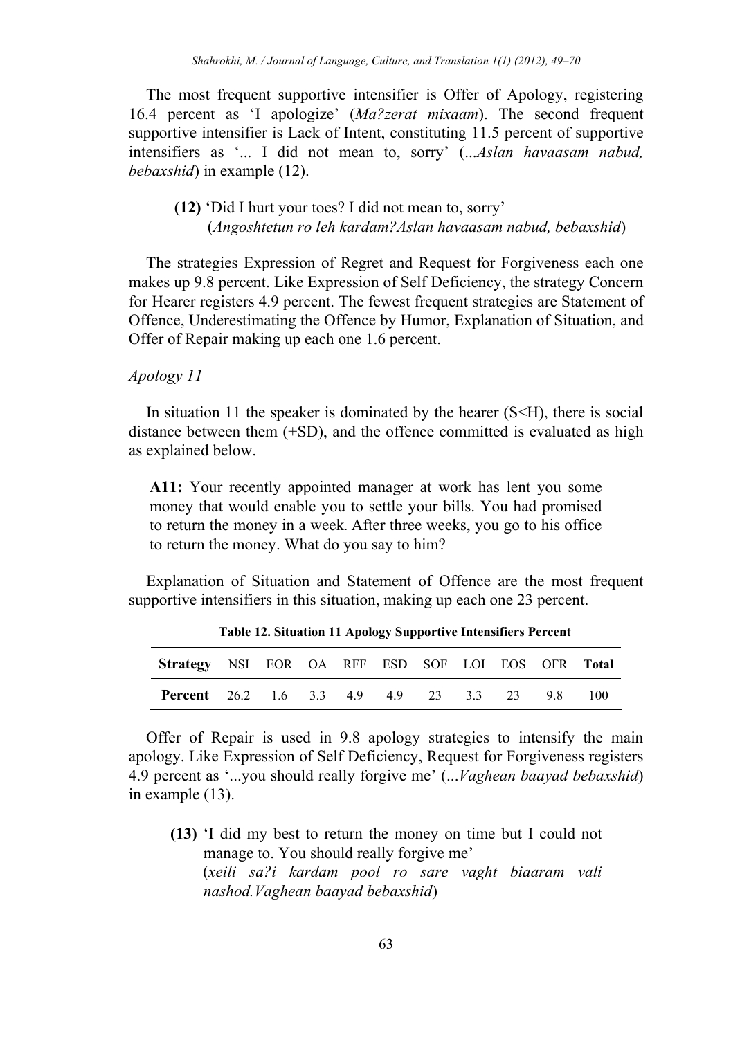The most frequent supportive intensifier is Offer of Apology, registering 16.4 percent as 'I apologize' (*Ma?zerat mixaam*). The second frequent supportive intensifier is Lack of Intent, constituting 11.5 percent of supportive intensifiers as '... I did not mean to, sorry' (...*Aslan havaasam nabud, bebaxshid*) in example (12).

> **(12)** 'Did I hurt your toes? I did not mean to, sorry'
> (*Angoshtetun ro leh kardam?Aslan havaasam nabud, bebaxshid*)

The strategies Expression of Regret and Request for Forgiveness each one makes up 9.8 percent. Like Expression of Self Deficiency, the strategy Concern for Hearer registers 4.9 percent. The fewest frequent strategies are Statement of Offence, Underestimating the Offence by Humor, Explanation of Situation, and Offer of Repair making up each one 1.6 percent.

*Apology 11*

In situation 11 the speaker is dominated by the hearer (S<H), there is social distance between them (+SD), and the offence committed is evaluated as high as explained below.

> **A11:** Your recently appointed manager at work has lent you some money that would enable you to settle your bills. You had promised to return the money in a week. After three weeks, you go to his office to return the money. What do you say to him?

Explanation of Situation and Statement of Offence are the most frequent supportive intensifiers in this situation, making up each one 23 percent.

**Table 12. Situation 11 Apology Supportive Intensifiers Percent**

| **Strategy** | NSI | EOR | OA | RFF | ESD | SOF | LOI | EOS | OFR | **Total** |
|---|---|---|---|---|---|---|---|---|---|---|
| **Percent** | 26.2 | 1.6 | 3.3 | 4.9 | 4.9 | 23 | 3.3 | 23 | 9.8 | 100 |

Offer of Repair is used in 9.8 apology strategies to intensify the main apology. Like Expression of Self Deficiency, Request for Forgiveness registers 4.9 percent as '...you should really forgive me' (...*Vaghean baayad bebaxshid*) in example (13).

> **(13)** 'I did my best to return the money on time but I could not manage to. You should really forgive me'
> (*xeili sa?i kardam pool ro sare vaght biaaram vali nashod.Vaghean baayad bebaxshid*)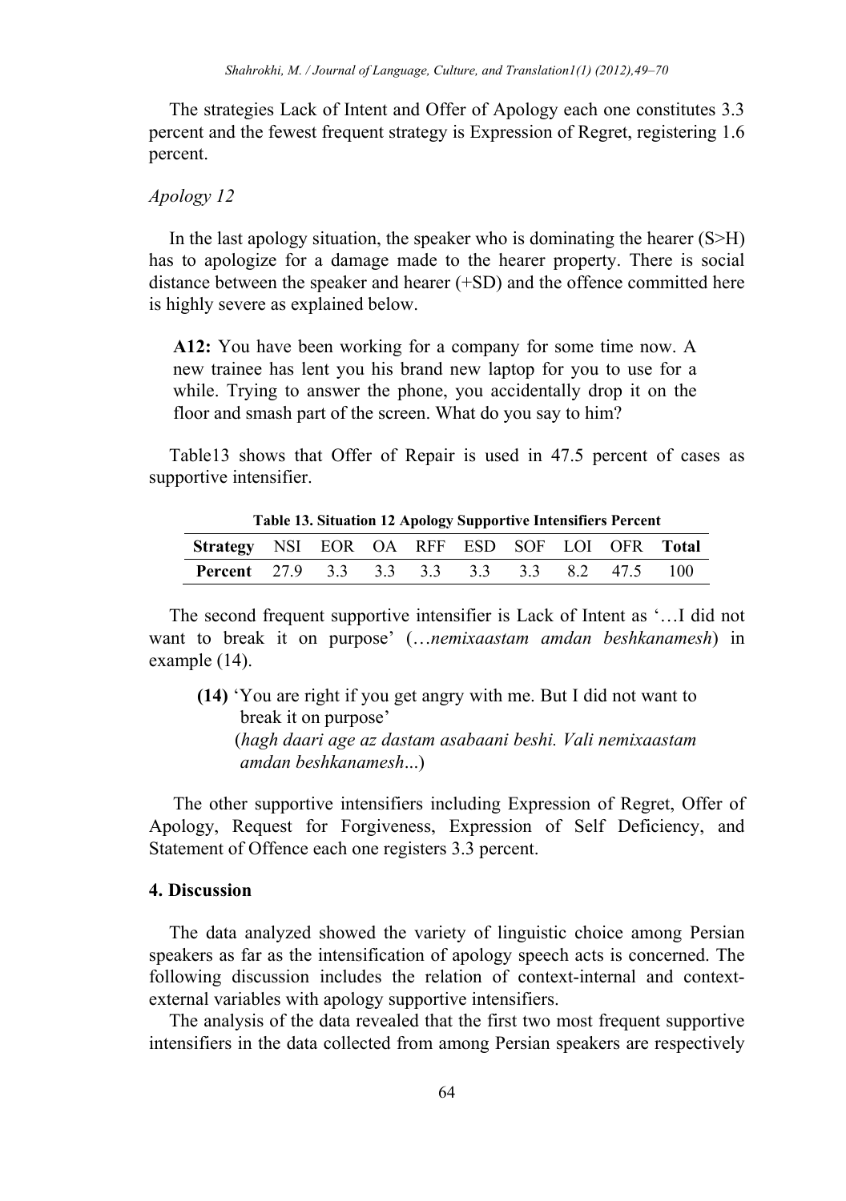The strategies Lack of Intent and Offer of Apology each one constitutes 3.3 percent and the fewest frequent strategy is Expression of Regret, registering 1.6 percent.

*Apology 12*

In the last apology situation, the speaker who is dominating the hearer (S>H) has to apologize for a damage made to the hearer property. There is social distance between the speaker and hearer (+SD) and the offence committed here is highly severe as explained below.

> **A12:** You have been working for a company for some time now. A new trainee has lent you his brand new laptop for you to use for a while. Trying to answer the phone, you accidentally drop it on the floor and smash part of the screen. What do you say to him?

Table13 shows that Offer of Repair is used in 47.5 percent of cases as supportive intensifier.

**Table 13. Situation 12 Apology Supportive Intensifiers Percent**

| **Strategy** | NSI | EOR | OA | RFF | ESD | SOF | LOI | OFR | **Total** |
|---|---|---|---|---|---|---|---|---|---|
| **Percent** | 27.9 | 3.3 | 3.3 | 3.3 | 3.3 | 3.3 | 8.2 | 47.5 | 100 |

The second frequent supportive intensifier is Lack of Intent as '…I did not want to break it on purpose' (…*nemixaastam amdan beshkanamesh*) in example (14).

> **(14)** 'You are right if you get angry with me. But I did not want to break it on purpose'
> (*hagh daari age az dastam asabaani beshi. Vali nemixaastam amdan beshkanamesh*...)

The other supportive intensifiers including Expression of Regret, Offer of Apology, Request for Forgiveness, Expression of Self Deficiency, and Statement of Offence each one registers 3.3 percent.

## 4. Discussion

The data analyzed showed the variety of linguistic choice among Persian speakers as far as the intensification of apology speech acts is concerned. The following discussion includes the relation of context-internal and context-external variables with apology supportive intensifiers.

The analysis of the data revealed that the first two most frequent supportive intensifiers in the data collected from among Persian speakers are respectively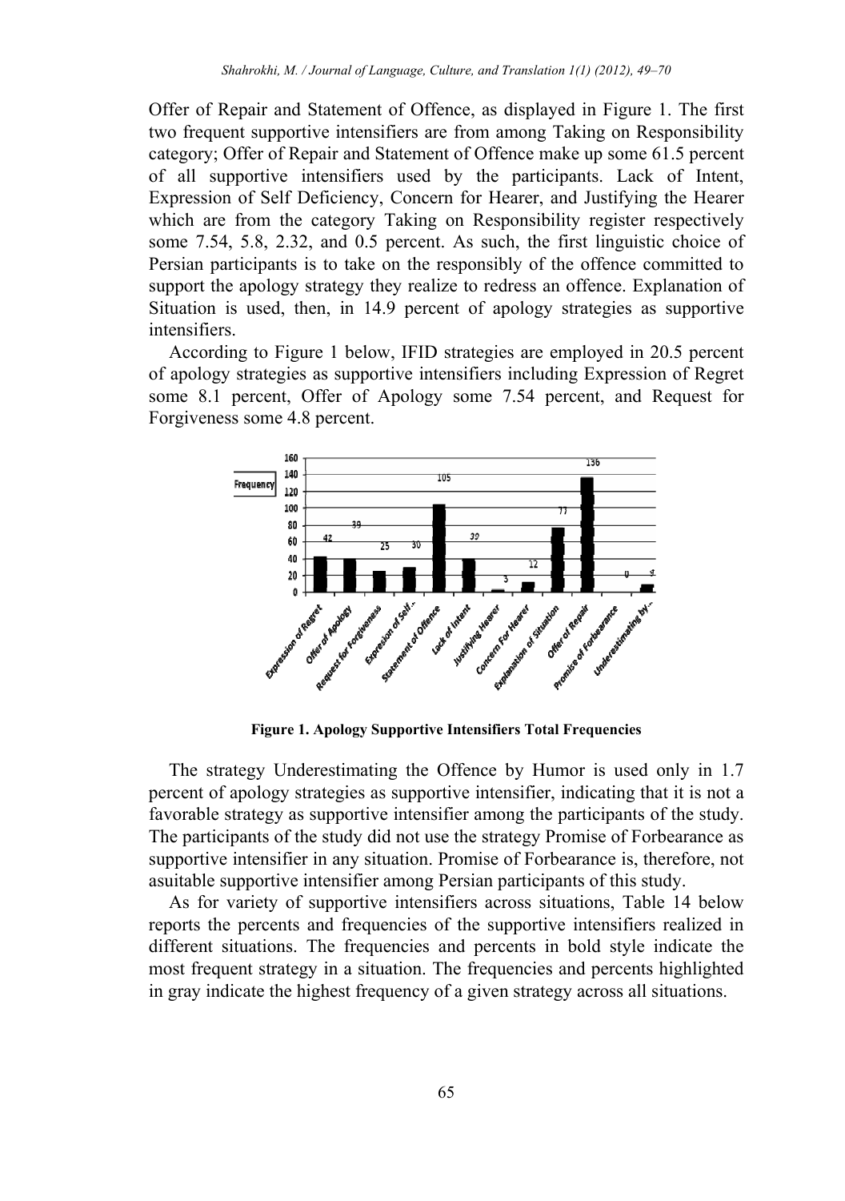Offer of Repair and Statement of Offence, as displayed in Figure 1. The first two frequent supportive intensifiers are from among Taking on Responsibility category; Offer of Repair and Statement of Offence make up some 61.5 percent of all supportive intensifiers used by the participants. Lack of Intent, Expression of Self Deficiency, Concern for Hearer, and Justifying the Hearer which are from the category Taking on Responsibility register respectively some 7.54, 5.8, 2.32, and 0.5 percent. As such, the first linguistic choice of Persian participants is to take on the responsibly of the offence committed to support the apology strategy they realize to redress an offence. Explanation of Situation is used, then, in 14.9 percent of apology strategies as supportive intensifiers.

According to Figure 1 below, IFID strategies are employed in 20.5 percent of apology strategies as supportive intensifiers including Expression of Regret some 8.1 percent, Offer of Apology some 7.54 percent, and Request for Forgiveness some 4.8 percent.

**Figure 1. Apology Supportive Intensifiers Total Frequencies**

The strategy Underestimating the Offence by Humor is used only in 1.7 percent of apology strategies as supportive intensifier, indicating that it is not a favorable strategy as supportive intensifier among the participants of the study. The participants of the study did not use the strategy Promise of Forbearance as supportive intensifier in any situation. Promise of Forbearance is, therefore, not asuitable supportive intensifier among Persian participants of this study.

As for variety of supportive intensifiers across situations, Table 14 below reports the percents and frequencies of the supportive intensifiers realized in different situations. The frequencies and percents in bold style indicate the most frequent strategy in a situation. The frequencies and percents highlighted in gray indicate the highest frequency of a given strategy across all situations.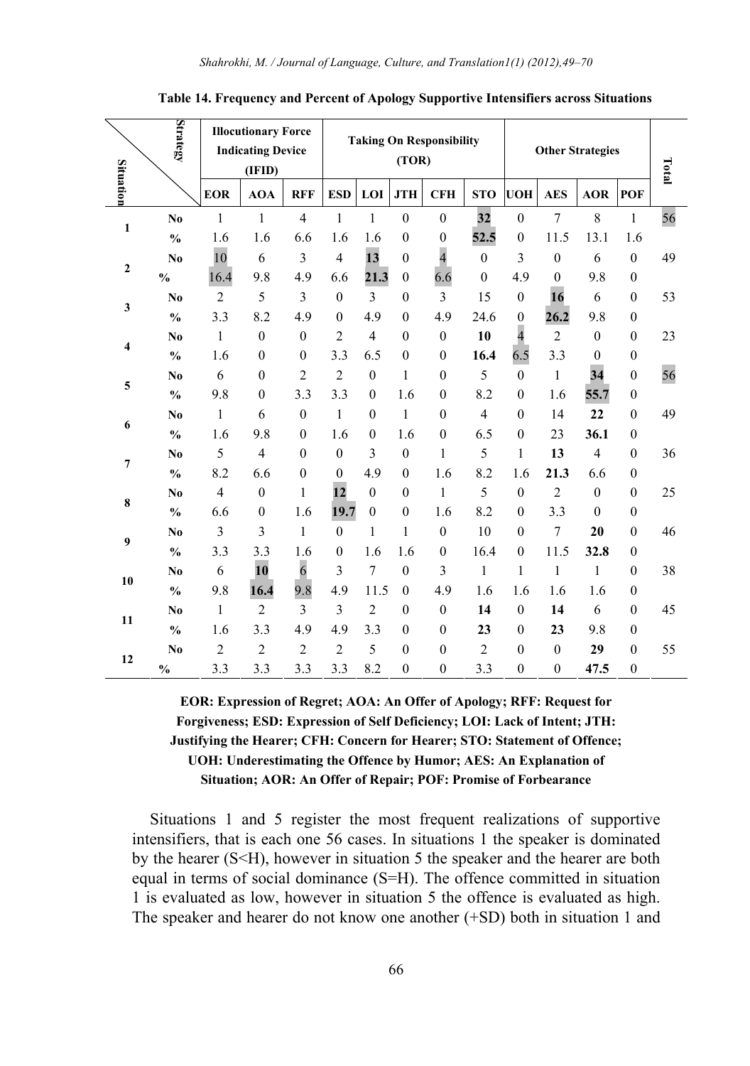**Table 14. Frequency and Percent of Apology Supportive Intensifiers across Situations**

| Situation | Strategy | Illocutionary Force Indicating Device (IFID) | | | Taking On Responsibility (TOR) | | | | | Other Strategies | | | | Total |
|---|---|---|---|---|---|---|---|---|---|---|---|---|---|---|
| | | EOR | AOA | RFF | ESD | LOI | JTH | CFH | STO | UOH | AES | AOR | POF | |
| 1 | No | 1 | 1 | 4 | 1 | 1 | 0 | 0 | **32** | 0 | 7 | 8 | 1 | 56 |
| | % | 1.6 | 1.6 | 6.6 | 1.6 | 1.6 | 0 | 0 | **52.5** | 0 | 11.5 | 13.1 | 1.6 | |
| 2 | No | 10 | 6 | 3 | 4 | **13** | 0 | 4 | 0 | 3 | 0 | 6 | 0 | 49 |
| | % | 16.4 | 9.8 | 4.9 | 6.6 | **21.3** | 0 | 6.6 | 0 | 4.9 | 0 | 9.8 | 0 | |
| 3 | No | 2 | 5 | 3 | 0 | 3 | 0 | 3 | 15 | 0 | **16** | 6 | 0 | 53 |
| | % | 3.3 | 8.2 | 4.9 | 0 | 4.9 | 0 | 4.9 | 24.6 | 0 | **26.2** | 9.8 | 0 | |
| 4 | No | 1 | 0 | 0 | 2 | 4 | 0 | 0 | **10** | 4 | 2 | 0 | 0 | 23 |
| | % | 1.6 | 0 | 0 | 3.3 | 6.5 | 0 | 0 | **16.4** | 6.5 | 3.3 | 0 | 0 | |
| 5 | No | 6 | 0 | 2 | 2 | 0 | 1 | 0 | 5 | 0 | 1 | **34** | 0 | 56 |
| | % | 9.8 | 0 | 3.3 | 3.3 | 0 | 1.6 | 0 | 8.2 | 0 | 1.6 | **55.7** | 0 | |
| 6 | No | 1 | 6 | 0 | 1 | 0 | 1 | 0 | 4 | 0 | 14 | **22** | 0 | 49 |
| | % | 1.6 | 9.8 | 0 | 1.6 | 0 | 1.6 | 0 | 6.5 | 0 | 23 | **36.1** | 0 | |
| 7 | No | 5 | 4 | 0 | 0 | 3 | 0 | 1 | 5 | 1 | **13** | 4 | 0 | 36 |
| | % | 8.2 | 6.6 | 0 | 0 | 4.9 | 0 | 1.6 | 8.2 | 1.6 | **21.3** | 6.6 | 0 | |
| 8 | No | 4 | 0 | 1 | **12** | 0 | 0 | 1 | 5 | 0 | 2 | 0 | 0 | 25 |
| | % | 6.6 | 0 | 1.6 | **19.7** | 0 | 0 | 1.6 | 8.2 | 0 | 3.3 | 0 | 0 | |
| 9 | No | 3 | 3 | 1 | 0 | 1 | 1 | 0 | 10 | 0 | 7 | **20** | 0 | 46 |
| | % | 3.3 | 3.3 | 1.6 | 0 | 1.6 | 1.6 | 0 | 16.4 | 0 | 11.5 | **32.8** | 0 | |
| 10 | No | 6 | **10** | 6 | 3 | 7 | 0 | 3 | 1 | 1 | 1 | 1 | 0 | 38 |
| | % | 9.8 | **16.4** | 9.8 | 4.9 | 11.5 | 0 | 4.9 | 1.6 | 1.6 | 1.6 | 1.6 | 0 | |
| 11 | No | 1 | 2 | 3 | 3 | 2 | 0 | 0 | **14** | 0 | **14** | 6 | 0 | 45 |
| | % | 1.6 | 3.3 | 4.9 | 4.9 | 3.3 | 0 | 0 | **23** | 0 | **23** | 9.8 | 0 | |
| 12 | No | 2 | 2 | 2 | 2 | 5 | 0 | 0 | 2 | 0 | 0 | **29** | 0 | 55 |
| | % | 3.3 | 3.3 | 3.3 | 3.3 | 8.2 | 0 | 0 | 3.3 | 0 | 0 | **47.5** | 0 | |

**EOR: Expression of Regret; AOA: An Offer of Apology; RFF: Request for Forgiveness; ESD: Expression of Self Deficiency; LOI: Lack of Intent; JTH: Justifying the Hearer; CFH: Concern for Hearer; STO: Statement of Offence; UOH: Underestimating the Offence by Humor; AES: An Explanation of Situation; AOR: An Offer of Repair; POF: Promise of Forbearance**

Situations 1 and 5 register the most frequent realizations of supportive intensifiers, that is each one 56 cases. In situations 1 the speaker is dominated by the hearer (S<H), however in situation 5 the speaker and the hearer are both equal in terms of social dominance (S=H). The offence committed in situation 1 is evaluated as low, however in situation 5 the offence is evaluated as high. The speaker and hearer do not know one another (+SD) both in situation 1 and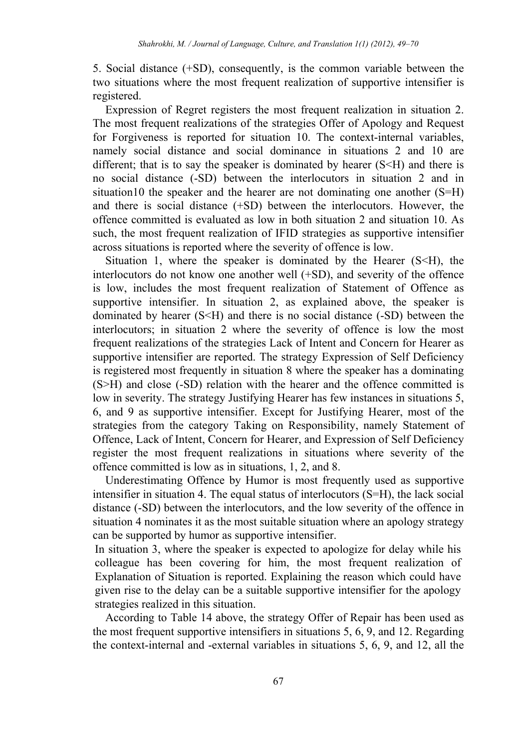5. Social distance (+SD), consequently, is the common variable between the two situations where the most frequent realization of supportive intensifier is registered.

Expression of Regret registers the most frequent realization in situation 2. The most frequent realizations of the strategies Offer of Apology and Request for Forgiveness is reported for situation 10. The context-internal variables, namely social distance and social dominance in situations 2 and 10 are different; that is to say the speaker is dominated by hearer (S<H) and there is no social distance (-SD) between the interlocutors in situation 2 and in situation10 the speaker and the hearer are not dominating one another (S=H) and there is social distance (+SD) between the interlocutors. However, the offence committed is evaluated as low in both situation 2 and situation 10. As such, the most frequent realization of IFID strategies as supportive intensifier across situations is reported where the severity of offence is low.

Situation 1, where the speaker is dominated by the Hearer (S<H), the interlocutors do not know one another well (+SD), and severity of the offence is low, includes the most frequent realization of Statement of Offence as supportive intensifier. In situation 2, as explained above, the speaker is dominated by hearer (S<H) and there is no social distance (-SD) between the interlocutors; in situation 2 where the severity of offence is low the most frequent realizations of the strategies Lack of Intent and Concern for Hearer as supportive intensifier are reported. The strategy Expression of Self Deficiency is registered most frequently in situation 8 where the speaker has a dominating (S>H) and close (-SD) relation with the hearer and the offence committed is low in severity. The strategy Justifying Hearer has few instances in situations 5, 6, and 9 as supportive intensifier. Except for Justifying Hearer, most of the strategies from the category Taking on Responsibility, namely Statement of Offence, Lack of Intent, Concern for Hearer, and Expression of Self Deficiency register the most frequent realizations in situations where severity of the offence committed is low as in situations, 1, 2, and 8.

Underestimating Offence by Humor is most frequently used as supportive intensifier in situation 4. The equal status of interlocutors (S=H), the lack social distance (-SD) between the interlocutors, and the low severity of the offence in situation 4 nominates it as the most suitable situation where an apology strategy can be supported by humor as supportive intensifier.

In situation 3, where the speaker is expected to apologize for delay while his colleague has been covering for him, the most frequent realization of Explanation of Situation is reported. Explaining the reason which could have given rise to the delay can be a suitable supportive intensifier for the apology strategies realized in this situation.

According to Table 14 above, the strategy Offer of Repair has been used as the most frequent supportive intensifiers in situations 5, 6, 9, and 12. Regarding the context-internal and -external variables in situations 5, 6, 9, and 12, all the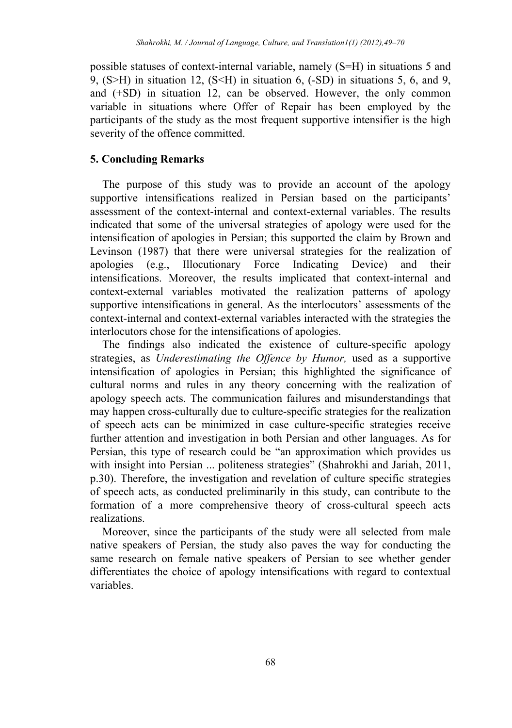possible statuses of context-internal variable, namely (S=H) in situations 5 and 9, (S>H) in situation 12, (S<H) in situation 6, (-SD) in situations 5, 6, and 9, and (+SD) in situation 12, can be observed. However, the only common variable in situations where Offer of Repair has been employed by the participants of the study as the most frequent supportive intensifier is the high severity of the offence committed.

## 5. Concluding Remarks

The purpose of this study was to provide an account of the apology supportive intensifications realized in Persian based on the participants' assessment of the context-internal and context-external variables. The results indicated that some of the universal strategies of apology were used for the intensification of apologies in Persian; this supported the claim by Brown and Levinson (1987) that there were universal strategies for the realization of apologies (e.g., Illocutionary Force Indicating Device) and their intensifications. Moreover, the results implicated that context-internal and context-external variables motivated the realization patterns of apology supportive intensifications in general. As the interlocutors' assessments of the context-internal and context-external variables interacted with the strategies the interlocutors chose for the intensifications of apologies.

The findings also indicated the existence of culture-specific apology strategies, as *Underestimating the Offence by Humor,* used as a supportive intensification of apologies in Persian; this highlighted the significance of cultural norms and rules in any theory concerning with the realization of apology speech acts. The communication failures and misunderstandings that may happen cross-culturally due to culture-specific strategies for the realization of speech acts can be minimized in case culture-specific strategies receive further attention and investigation in both Persian and other languages. As for Persian, this type of research could be "an approximation which provides us with insight into Persian ... politeness strategies" (Shahrokhi and Jariah, 2011, p.30). Therefore, the investigation and revelation of culture specific strategies of speech acts, as conducted preliminarily in this study, can contribute to the formation of a more comprehensive theory of cross-cultural speech acts realizations.

Moreover, since the participants of the study were all selected from male native speakers of Persian, the study also paves the way for conducting the same research on female native speakers of Persian to see whether gender differentiates the choice of apology intensifications with regard to contextual variables.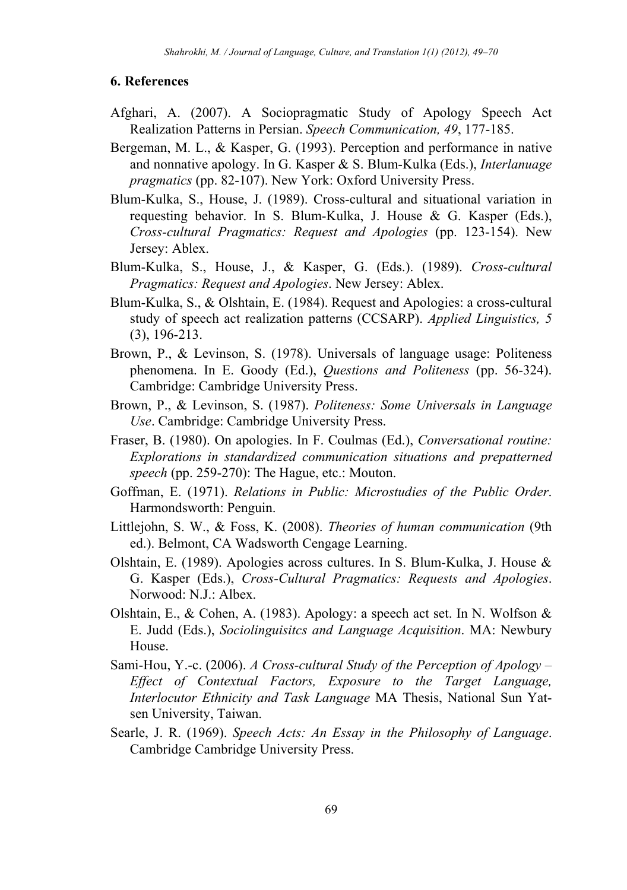## 6. References

Afghari, A. (2007). A Sociopragmatic Study of Apology Speech Act Realization Patterns in Persian. *Speech Communication, 49*, 177-185.

Bergeman, M. L., & Kasper, G. (1993). Perception and performance in native and nonnative apology. In G. Kasper & S. Blum-Kulka (Eds.), *Interlanuage pragmatics* (pp. 82-107). New York: Oxford University Press.

Blum-Kulka, S., House, J. (1989). Cross-cultural and situational variation in requesting behavior. In S. Blum-Kulka, J. House & G. Kasper (Eds.), *Cross-cultural Pragmatics: Request and Apologies* (pp. 123-154). New Jersey: Ablex.

Blum-Kulka, S., House, J., & Kasper, G. (Eds.). (1989). *Cross-cultural Pragmatics: Request and Apologies*. New Jersey: Ablex.

Blum-Kulka, S., & Olshtain, E. (1984). Request and Apologies: a cross-cultural study of speech act realization patterns (CCSARP). *Applied Linguistics, 5* (3), 196-213.

Brown, P., & Levinson, S. (1978). Universals of language usage: Politeness phenomena. In E. Goody (Ed.), *Questions and Politeness* (pp. 56-324). Cambridge: Cambridge University Press.

Brown, P., & Levinson, S. (1987). *Politeness: Some Universals in Language Use*. Cambridge: Cambridge University Press.

Fraser, B. (1980). On apologies. In F. Coulmas (Ed.), *Conversational routine: Explorations in standardized communication situations and prepatterned speech* (pp. 259-270): The Hague, etc.: Mouton.

Goffman, E. (1971). *Relations in Public: Microstudies of the Public Order*. Harmondsworth: Penguin.

Littlejohn, S. W., & Foss, K. (2008). *Theories of human communication* (9th ed.). Belmont, CA Wadsworth Cengage Learning.

Olshtain, E. (1989). Apologies across cultures. In S. Blum-Kulka, J. House & G. Kasper (Eds.), *Cross-Cultural Pragmatics: Requests and Apologies*. Norwood: N.J.: Albex.

Olshtain, E., & Cohen, A. (1983). Apology: a speech act set. In N. Wolfson & E. Judd (Eds.), *Sociolinguisitcs and Language Acquisition*. MA: Newbury House.

Sami-Hou, Y.-c. (2006). *A Cross-cultural Study of the Perception of Apology – Effect of Contextual Factors, Exposure to the Target Language, Interlocutor Ethnicity and Task Language* MA Thesis, National Sun Yat-sen University, Taiwan.

Searle, J. R. (1969). *Speech Acts: An Essay in the Philosophy of Language*. Cambridge Cambridge University Press.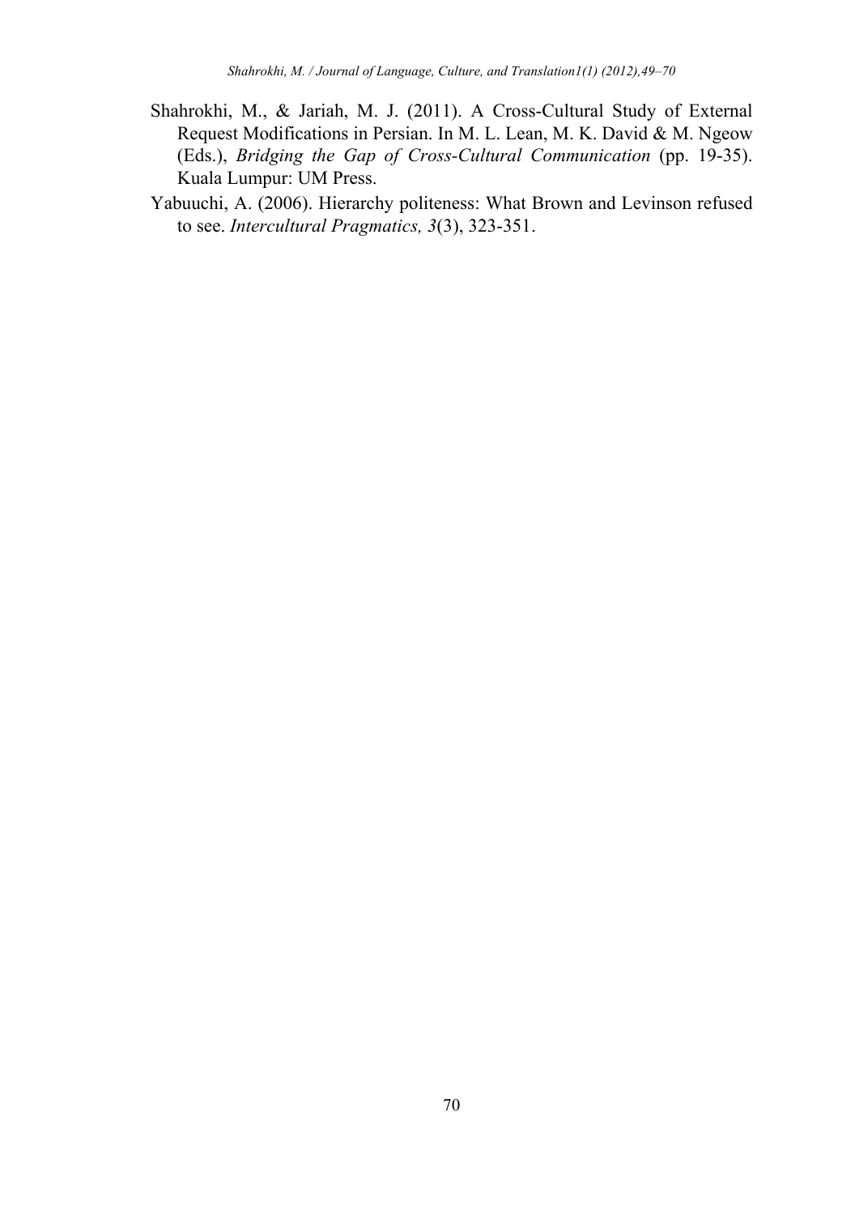Shahrokhi, M., & Jariah, M. J. (2011). A Cross-Cultural Study of External Request Modifications in Persian. In M. L. Lean, M. K. David & M. Ngeow (Eds.), *Bridging the Gap of Cross-Cultural Communication* (pp. 19-35). Kuala Lumpur: UM Press.

Yabuuchi, A. (2006). Hierarchy politeness: What Brown and Levinson refused to see. *Intercultural Pragmatics, 3*(3), 323-351.